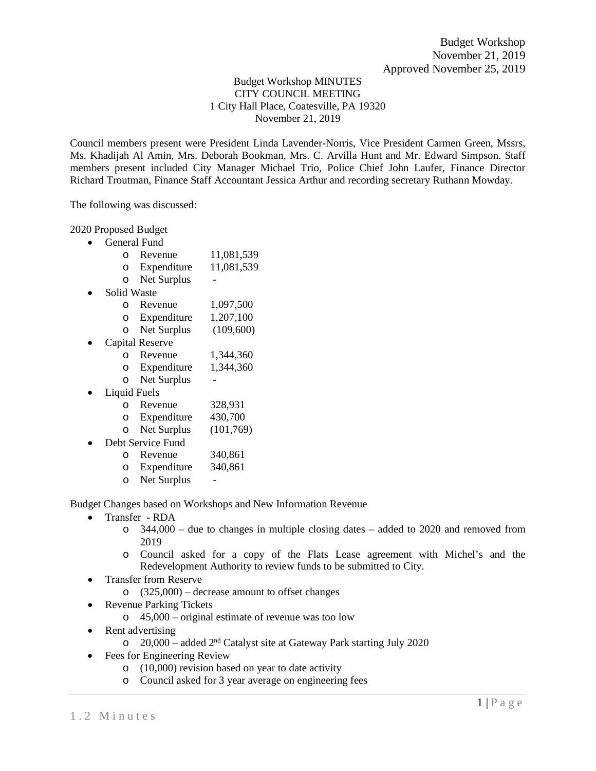Budget Workshop
November 21, 2019
Approved November 25, 2019

Budget Workshop MINUTES
CITY COUNCIL MEETING
1 City Hall Place, Coatesville, PA 19320
November 21, 2019

Council members present were President Linda Lavender-Norris, Vice President Carmen Green, Mssrs, Ms. Khadijah Al Amin, Mrs. Deborah Bookman, Mrs. C. Arvilla Hunt and Mr. Edward Simpson. Staff members present included City Manager Michael Trio, Police Chief John Laufer, Finance Director Richard Troutman, Finance Staff Accountant Jessica Arthur and recording secretary Ruthann Mowday.

The following was discussed:

2020 Proposed Budget

- General Fund
  - Revenue 11,081,539
  - Expenditure 11,081,539
  - Net Surplus -
- Solid Waste
  - Revenue 1,097,500
  - Expenditure 1,207,100
  - Net Surplus (109,600)
- Capital Reserve
  - Revenue 1,344,360
  - Expenditure 1,344,360
  - Net Surplus -
- Liquid Fuels
  - Revenue 328,931
  - Expenditure 430,700
  - Net Surplus (101,769)
- Debt Service Fund
  - Revenue 340,861
  - Expenditure 340,861
  - Net Surplus -

Budget Changes based on Workshops and New Information Revenue

- Transfer - RDA
  - 344,000 – due to changes in multiple closing dates – added to 2020 and removed from 2019
  - Council asked for a copy of the Flats Lease agreement with Michel's and the Redevelopment Authority to review funds to be submitted to City.
- Transfer from Reserve
  - (325,000) – decrease amount to offset changes
- Revenue Parking Tickets
  - 45,000 – original estimate of revenue was too low
- Rent advertising
  - 20,000 – added 2nd Catalyst site at Gateway Park starting July 2020
- Fees for Engineering Review
  - (10,000) revision based on year to date activity
  - Council asked for 3 year average on engineering fees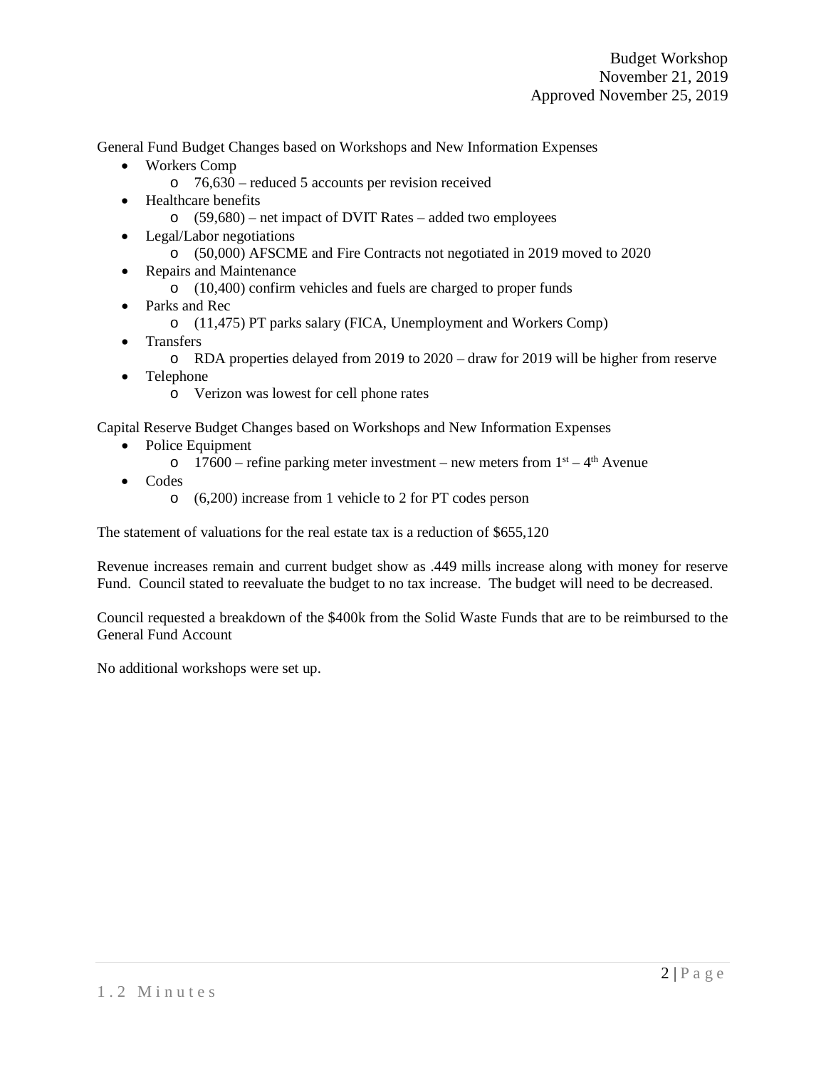Budget Workshop
November 21, 2019
Approved November 25, 2019

General Fund Budget Changes based on Workshops and New Information Expenses

- Workers Comp
  - 76,630 – reduced 5 accounts per revision received
- Healthcare benefits
  - (59,680) – net impact of DVIT Rates – added two employees
- Legal/Labor negotiations
  - (50,000) AFSCME and Fire Contracts not negotiated in 2019 moved to 2020
- Repairs and Maintenance
  - (10,400) confirm vehicles and fuels are charged to proper funds
- Parks and Rec
  - (11,475) PT parks salary (FICA, Unemployment and Workers Comp)
- Transfers
  - RDA properties delayed from 2019 to 2020 – draw for 2019 will be higher from reserve
- Telephone
  - Verizon was lowest for cell phone rates

Capital Reserve Budget Changes based on Workshops and New Information Expenses

- Police Equipment
  - 17600 – refine parking meter investment – new meters from 1st – 4th Avenue
- Codes
  - (6,200) increase from 1 vehicle to 2 for PT codes person

The statement of valuations for the real estate tax is a reduction of $655,120

Revenue increases remain and current budget show as .449 mills increase along with money for reserve Fund. Council stated to reevaluate the budget to no tax increase. The budget will need to be decreased.

Council requested a breakdown of the $400k from the Solid Waste Funds that are to be reimbursed to the General Fund Account

No additional workshops were set up.